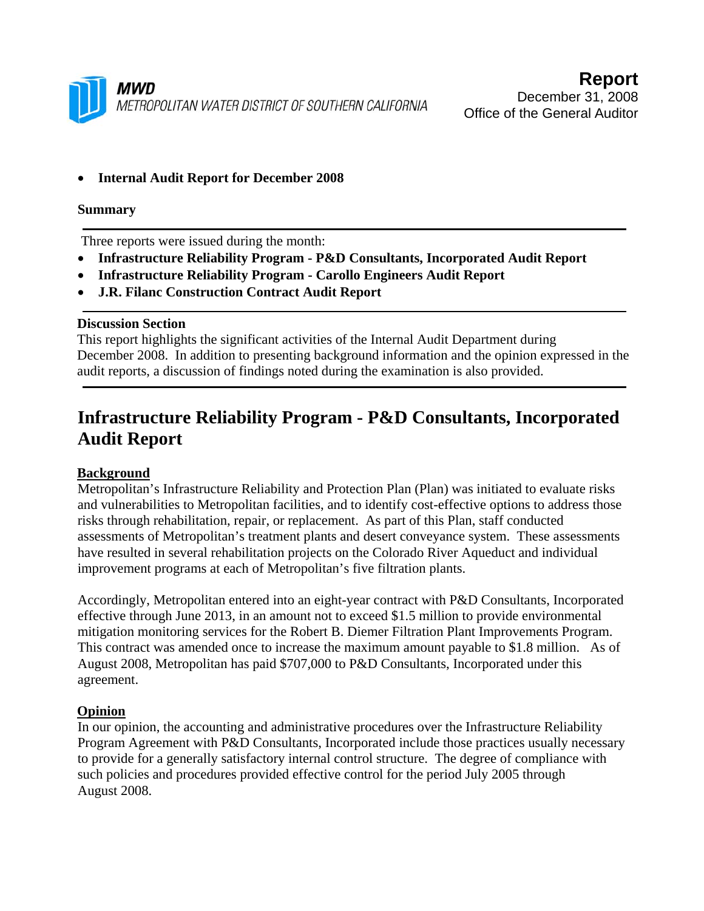**MWD**
METROPOLITAN WATER DISTRICT OF SOUTHERN CALIFORNIA

**Report**
December 31, 2008
Office of the General Auditor

- **Internal Audit Report for December 2008**

**Summary**

Three reports were issued during the month:

- **Infrastructure Reliability Program - P&D Consultants, Incorporated Audit Report**
- **Infrastructure Reliability Program - Carollo Engineers Audit Report**
- **J.R. Filanc Construction Contract Audit Report**

**Discussion Section**

This report highlights the significant activities of the Internal Audit Department during December 2008. In addition to presenting background information and the opinion expressed in the audit reports, a discussion of findings noted during the examination is also provided.

# Infrastructure Reliability Program - P&D Consultants, Incorporated Audit Report

**Background**

Metropolitan's Infrastructure Reliability and Protection Plan (Plan) was initiated to evaluate risks and vulnerabilities to Metropolitan facilities, and to identify cost-effective options to address those risks through rehabilitation, repair, or replacement. As part of this Plan, staff conducted assessments of Metropolitan's treatment plants and desert conveyance system. These assessments have resulted in several rehabilitation projects on the Colorado River Aqueduct and individual improvement programs at each of Metropolitan's five filtration plants.

Accordingly, Metropolitan entered into an eight-year contract with P&D Consultants, Incorporated effective through June 2013, in an amount not to exceed $1.5 million to provide environmental mitigation monitoring services for the Robert B. Diemer Filtration Plant Improvements Program. This contract was amended once to increase the maximum amount payable to $1.8 million. As of August 2008, Metropolitan has paid $707,000 to P&D Consultants, Incorporated under this agreement.

**Opinion**

In our opinion, the accounting and administrative procedures over the Infrastructure Reliability Program Agreement with P&D Consultants, Incorporated include those practices usually necessary to provide for a generally satisfactory internal control structure. The degree of compliance with such policies and procedures provided effective control for the period July 2005 through August 2008.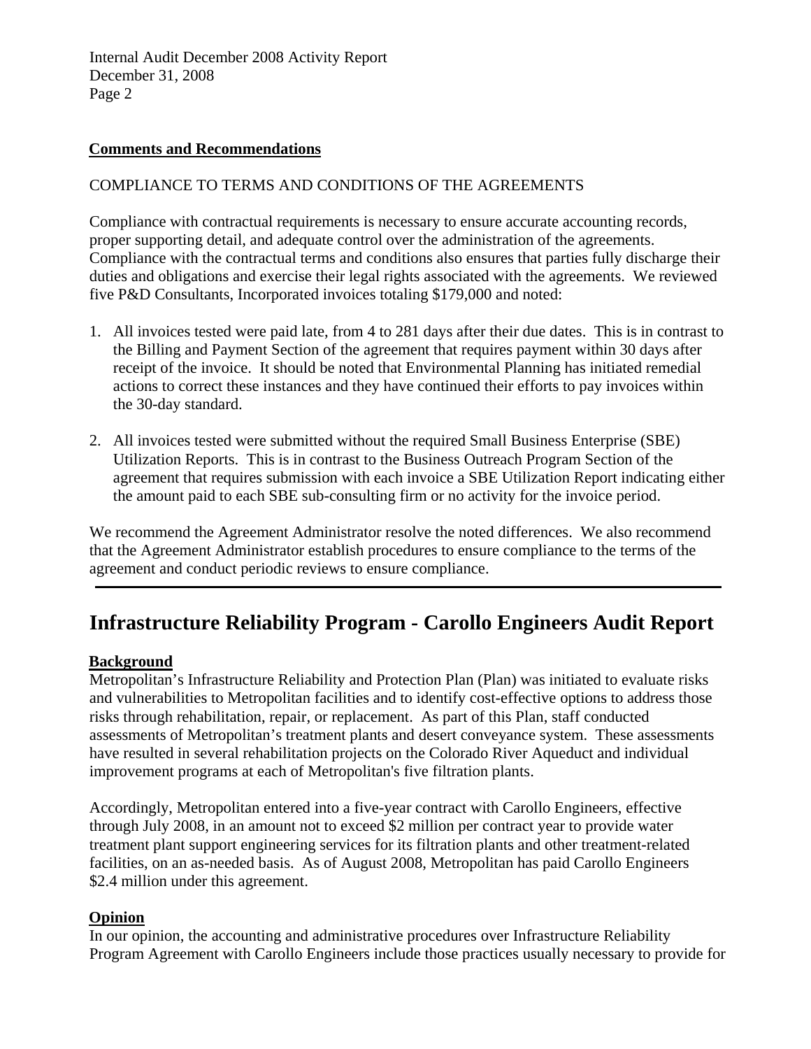**Comments and Recommendations**

COMPLIANCE TO TERMS AND CONDITIONS OF THE AGREEMENTS

Compliance with contractual requirements is necessary to ensure accurate accounting records, proper supporting detail, and adequate control over the administration of the agreements. Compliance with the contractual terms and conditions also ensures that parties fully discharge their duties and obligations and exercise their legal rights associated with the agreements. We reviewed five P&D Consultants, Incorporated invoices totaling $179,000 and noted:

1. All invoices tested were paid late, from 4 to 281 days after their due dates. This is in contrast to the Billing and Payment Section of the agreement that requires payment within 30 days after receipt of the invoice. It should be noted that Environmental Planning has initiated remedial actions to correct these instances and they have continued their efforts to pay invoices within the 30-day standard.

2. All invoices tested were submitted without the required Small Business Enterprise (SBE) Utilization Reports. This is in contrast to the Business Outreach Program Section of the agreement that requires submission with each invoice a SBE Utilization Report indicating either the amount paid to each SBE sub-consulting firm or no activity for the invoice period.

We recommend the Agreement Administrator resolve the noted differences. We also recommend that the Agreement Administrator establish procedures to ensure compliance to the terms of the agreement and conduct periodic reviews to ensure compliance.

---

# Infrastructure Reliability Program - Carollo Engineers Audit Report

**Background**

Metropolitan's Infrastructure Reliability and Protection Plan (Plan) was initiated to evaluate risks and vulnerabilities to Metropolitan facilities and to identify cost-effective options to address those risks through rehabilitation, repair, or replacement. As part of this Plan, staff conducted assessments of Metropolitan's treatment plants and desert conveyance system. These assessments have resulted in several rehabilitation projects on the Colorado River Aqueduct and individual improvement programs at each of Metropolitan's five filtration plants.

Accordingly, Metropolitan entered into a five-year contract with Carollo Engineers, effective through July 2008, in an amount not to exceed $2 million per contract year to provide water treatment plant support engineering services for its filtration plants and other treatment-related facilities, on an as-needed basis. As of August 2008, Metropolitan has paid Carollo Engineers $2.4 million under this agreement.

**Opinion**

In our opinion, the accounting and administrative procedures over Infrastructure Reliability Program Agreement with Carollo Engineers include those practices usually necessary to provide for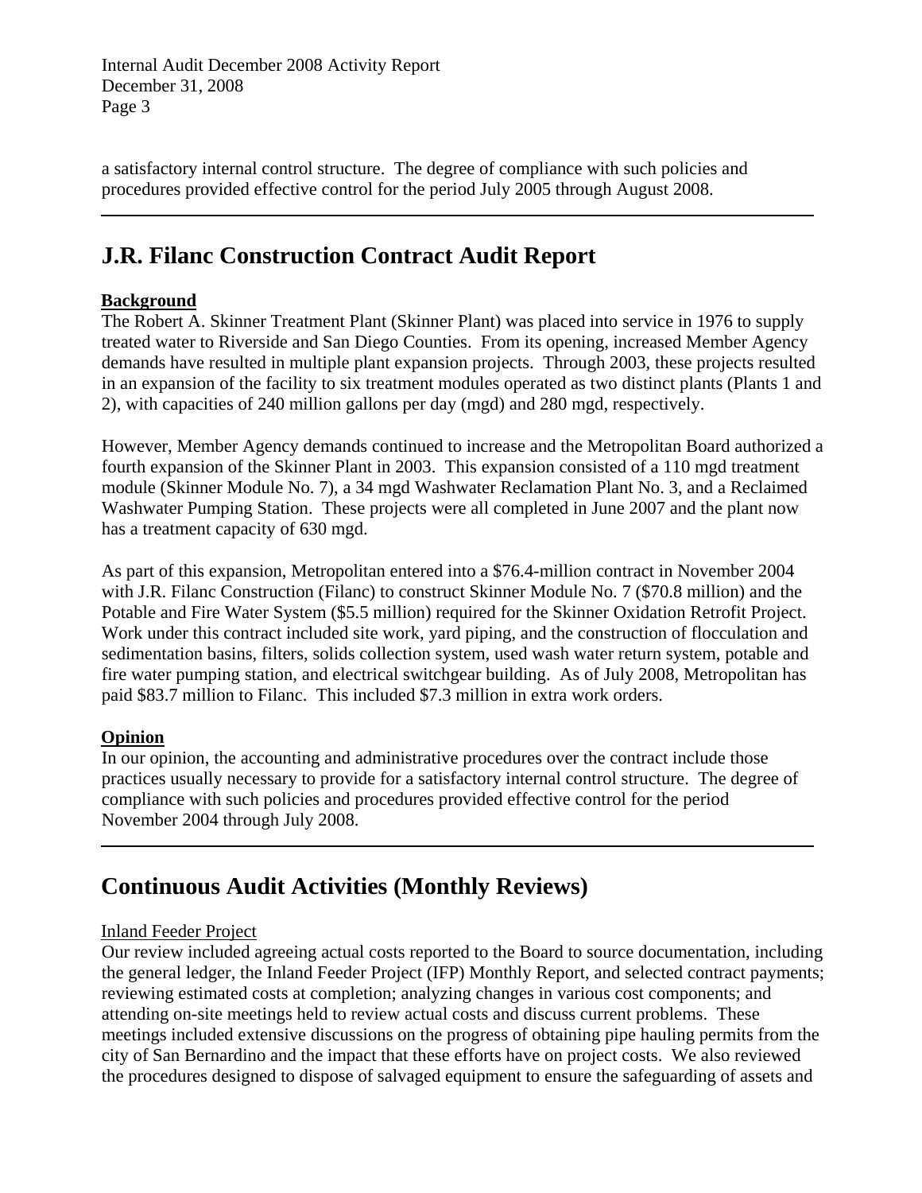a satisfactory internal control structure. The degree of compliance with such policies and procedures provided effective control for the period July 2005 through August 2008.

---

# J.R. Filanc Construction Contract Audit Report

**Background**

The Robert A. Skinner Treatment Plant (Skinner Plant) was placed into service in 1976 to supply treated water to Riverside and San Diego Counties. From its opening, increased Member Agency demands have resulted in multiple plant expansion projects. Through 2003, these projects resulted in an expansion of the facility to six treatment modules operated as two distinct plants (Plants 1 and 2), with capacities of 240 million gallons per day (mgd) and 280 mgd, respectively.

However, Member Agency demands continued to increase and the Metropolitan Board authorized a fourth expansion of the Skinner Plant in 2003. This expansion consisted of a 110 mgd treatment module (Skinner Module No. 7), a 34 mgd Washwater Reclamation Plant No. 3, and a Reclaimed Washwater Pumping Station. These projects were all completed in June 2007 and the plant now has a treatment capacity of 630 mgd.

As part of this expansion, Metropolitan entered into a $76.4-million contract in November 2004 with J.R. Filanc Construction (Filanc) to construct Skinner Module No. 7 ($70.8 million) and the Potable and Fire Water System ($5.5 million) required for the Skinner Oxidation Retrofit Project. Work under this contract included site work, yard piping, and the construction of flocculation and sedimentation basins, filters, solids collection system, used wash water return system, potable and fire water pumping station, and electrical switchgear building. As of July 2008, Metropolitan has paid $83.7 million to Filanc. This included $7.3 million in extra work orders.

**Opinion**

In our opinion, the accounting and administrative procedures over the contract include those practices usually necessary to provide for a satisfactory internal control structure. The degree of compliance with such policies and procedures provided effective control for the period November 2004 through July 2008.

---

# Continuous Audit Activities (Monthly Reviews)

Inland Feeder Project

Our review included agreeing actual costs reported to the Board to source documentation, including the general ledger, the Inland Feeder Project (IFP) Monthly Report, and selected contract payments; reviewing estimated costs at completion; analyzing changes in various cost components; and attending on-site meetings held to review actual costs and discuss current problems. These meetings included extensive discussions on the progress of obtaining pipe hauling permits from the city of San Bernardino and the impact that these efforts have on project costs. We also reviewed the procedures designed to dispose of salvaged equipment to ensure the safeguarding of assets and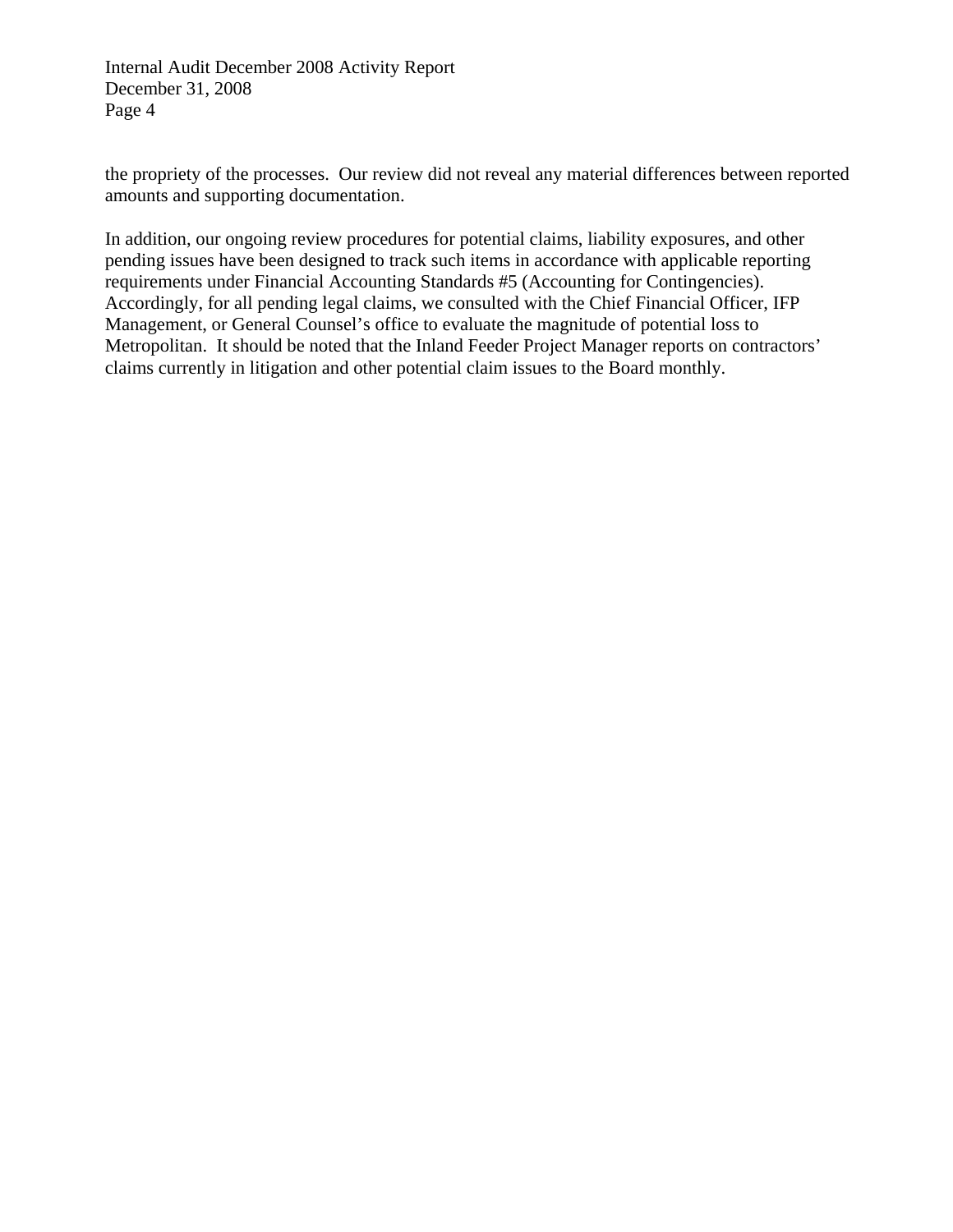the propriety of the processes. Our review did not reveal any material differences between reported amounts and supporting documentation.

In addition, our ongoing review procedures for potential claims, liability exposures, and other pending issues have been designed to track such items in accordance with applicable reporting requirements under Financial Accounting Standards #5 (Accounting for Contingencies). Accordingly, for all pending legal claims, we consulted with the Chief Financial Officer, IFP Management, or General Counsel's office to evaluate the magnitude of potential loss to Metropolitan. It should be noted that the Inland Feeder Project Manager reports on contractors' claims currently in litigation and other potential claim issues to the Board monthly.